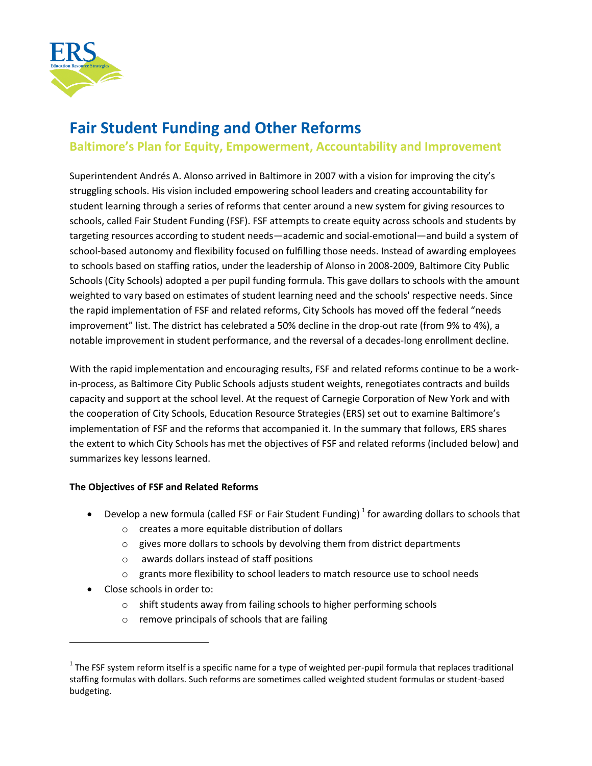# Fair Student Funding and Other Reforms

## Baltimore's Plan for Equity, Empowerment, Accountability and Improvement

Superintendent Andrés A. Alonso arrived in Baltimore in 2007 with a vision for improving the city's struggling schools. His vision included empowering school leaders and creating accountability for student learning through a series of reforms that center around a new system for giving resources to schools, called Fair Student Funding (FSF). FSF attempts to create equity across schools and students by targeting resources according to student needs—academic and social-emotional—and build a system of school-based autonomy and flexibility focused on fulfilling those needs. Instead of awarding employees to schools based on staffing ratios, under the leadership of Alonso in 2008-2009, Baltimore City Public Schools (City Schools) adopted a per pupil funding formula. This gave dollars to schools with the amount weighted to vary based on estimates of student learning need and the schools' respective needs. Since the rapid implementation of FSF and related reforms, City Schools has moved off the federal "needs improvement" list. The district has celebrated a 50% decline in the drop-out rate (from 9% to 4%), a notable improvement in student performance, and the reversal of a decades-long enrollment decline.

With the rapid implementation and encouraging results, FSF and related reforms continue to be a work-in-process, as Baltimore City Public Schools adjusts student weights, renegotiates contracts and builds capacity and support at the school level. At the request of Carnegie Corporation of New York and with the cooperation of City Schools, Education Resource Strategies (ERS) set out to examine Baltimore's implementation of FSF and the reforms that accompanied it. In the summary that follows, ERS shares the extent to which City Schools has met the objectives of FSF and related reforms (included below) and summarizes key lessons learned.

**The Objectives of FSF and Related Reforms**

- Develop a new formula (called FSF or Fair Student Funding) [1] for awarding dollars to schools that
  - creates a more equitable distribution of dollars
  - gives more dollars to schools by devolving them from district departments
  - awards dollars instead of staff positions
  - grants more flexibility to school leaders to match resource use to school needs
- Close schools in order to:
  - shift students away from failing schools to higher performing schools
  - remove principals of schools that are failing

[1] The FSF system reform itself is a specific name for a type of weighted per-pupil formula that replaces traditional staffing formulas with dollars. Such reforms are sometimes called weighted student formulas or student-based budgeting.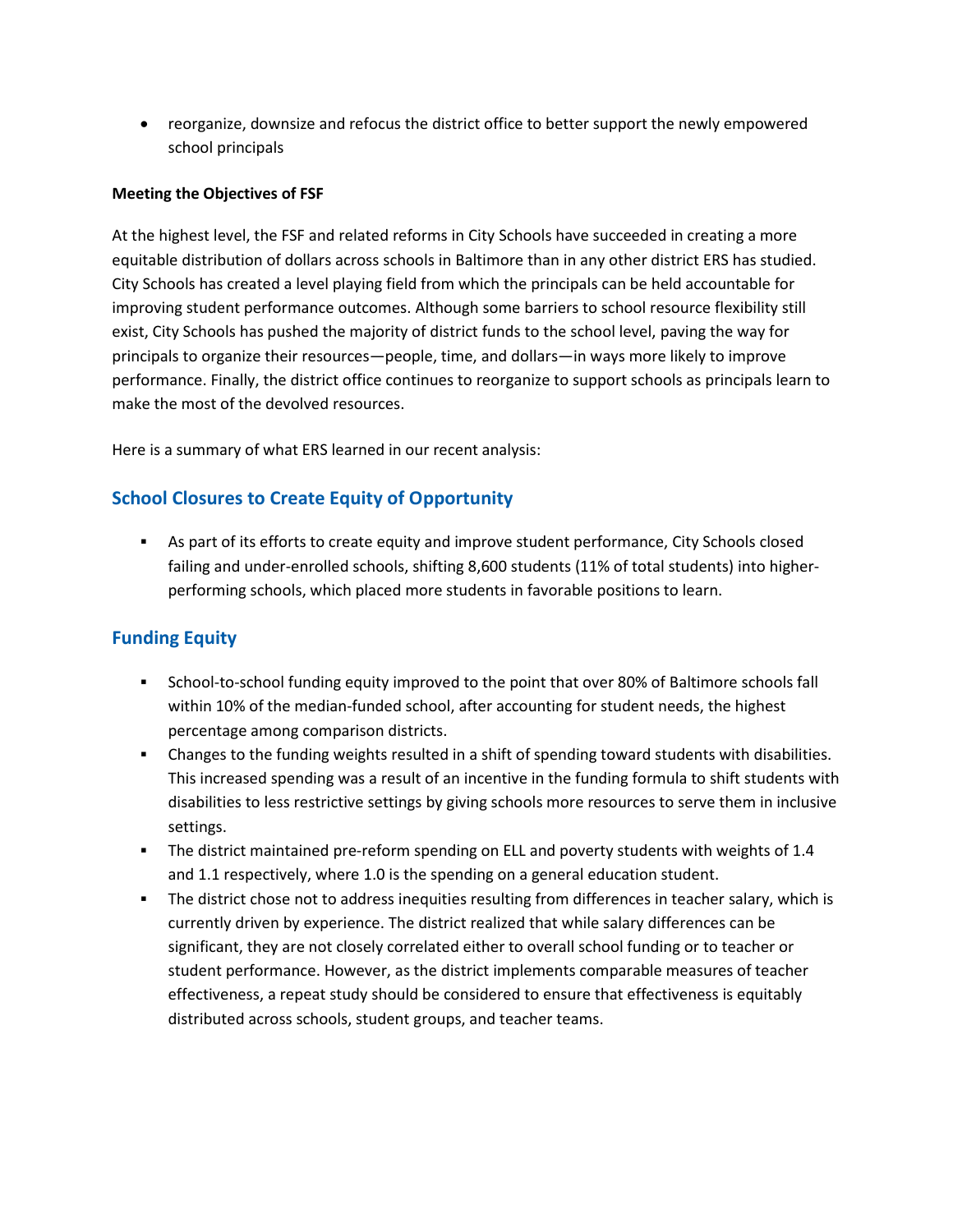- reorganize, downsize and refocus the district office to better support the newly empowered school principals

**Meeting the Objectives of FSF**

At the highest level, the FSF and related reforms in City Schools have succeeded in creating a more equitable distribution of dollars across schools in Baltimore than in any other district ERS has studied. City Schools has created a level playing field from which the principals can be held accountable for improving student performance outcomes. Although some barriers to school resource flexibility still exist, City Schools has pushed the majority of district funds to the school level, paving the way for principals to organize their resources—people, time, and dollars—in ways more likely to improve performance. Finally, the district office continues to reorganize to support schools as principals learn to make the most of the devolved resources.

Here is a summary of what ERS learned in our recent analysis:

## School Closures to Create Equity of Opportunity

- As part of its efforts to create equity and improve student performance, City Schools closed failing and under-enrolled schools, shifting 8,600 students (11% of total students) into higher-performing schools, which placed more students in favorable positions to learn.

## Funding Equity

- School-to-school funding equity improved to the point that over 80% of Baltimore schools fall within 10% of the median-funded school, after accounting for student needs, the highest percentage among comparison districts.
- Changes to the funding weights resulted in a shift of spending toward students with disabilities. This increased spending was a result of an incentive in the funding formula to shift students with disabilities to less restrictive settings by giving schools more resources to serve them in inclusive settings.
- The district maintained pre-reform spending on ELL and poverty students with weights of 1.4 and 1.1 respectively, where 1.0 is the spending on a general education student.
- The district chose not to address inequities resulting from differences in teacher salary, which is currently driven by experience. The district realized that while salary differences can be significant, they are not closely correlated either to overall school funding or to teacher or student performance. However, as the district implements comparable measures of teacher effectiveness, a repeat study should be considered to ensure that effectiveness is equitably distributed across schools, student groups, and teacher teams.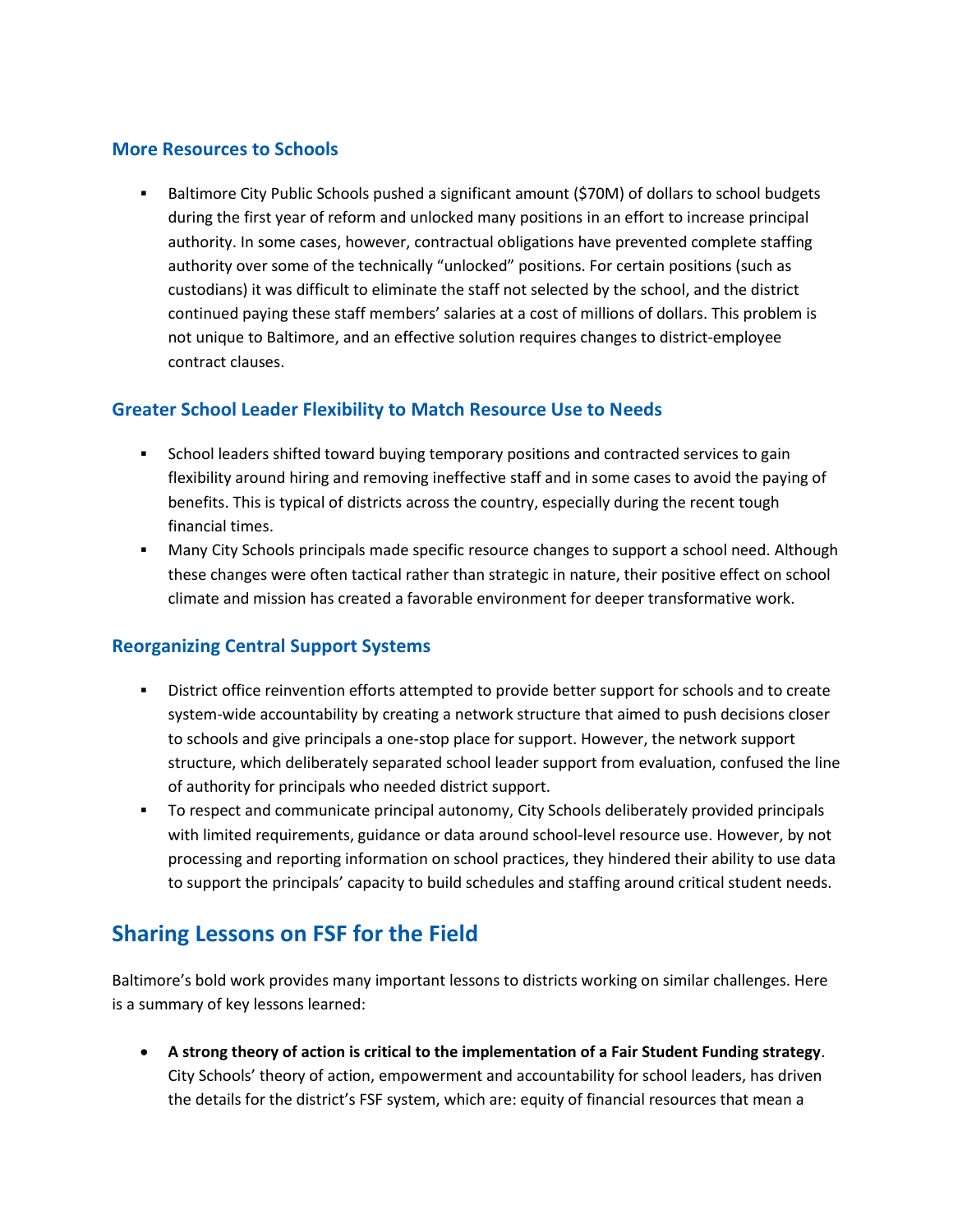### More Resources to Schools

- Baltimore City Public Schools pushed a significant amount ($70M) of dollars to school budgets during the first year of reform and unlocked many positions in an effort to increase principal authority. In some cases, however, contractual obligations have prevented complete staffing authority over some of the technically "unlocked" positions. For certain positions (such as custodians) it was difficult to eliminate the staff not selected by the school, and the district continued paying these staff members' salaries at a cost of millions of dollars. This problem is not unique to Baltimore, and an effective solution requires changes to district-employee contract clauses.

### Greater School Leader Flexibility to Match Resource Use to Needs

- School leaders shifted toward buying temporary positions and contracted services to gain flexibility around hiring and removing ineffective staff and in some cases to avoid the paying of benefits. This is typical of districts across the country, especially during the recent tough financial times.
- Many City Schools principals made specific resource changes to support a school need. Although these changes were often tactical rather than strategic in nature, their positive effect on school climate and mission has created a favorable environment for deeper transformative work.

### Reorganizing Central Support Systems

- District office reinvention efforts attempted to provide better support for schools and to create system-wide accountability by creating a network structure that aimed to push decisions closer to schools and give principals a one-stop place for support. However, the network support structure, which deliberately separated school leader support from evaluation, confused the line of authority for principals who needed district support.
- To respect and communicate principal autonomy, City Schools deliberately provided principals with limited requirements, guidance or data around school-level resource use. However, by not processing and reporting information on school practices, they hindered their ability to use data to support the principals' capacity to build schedules and staffing around critical student needs.

## Sharing Lessons on FSF for the Field

Baltimore's bold work provides many important lessons to districts working on similar challenges. Here is a summary of key lessons learned:

- **A strong theory of action is critical to the implementation of a Fair Student Funding strategy**. City Schools' theory of action, empowerment and accountability for school leaders, has driven the details for the district's FSF system, which are: equity of financial resources that mean a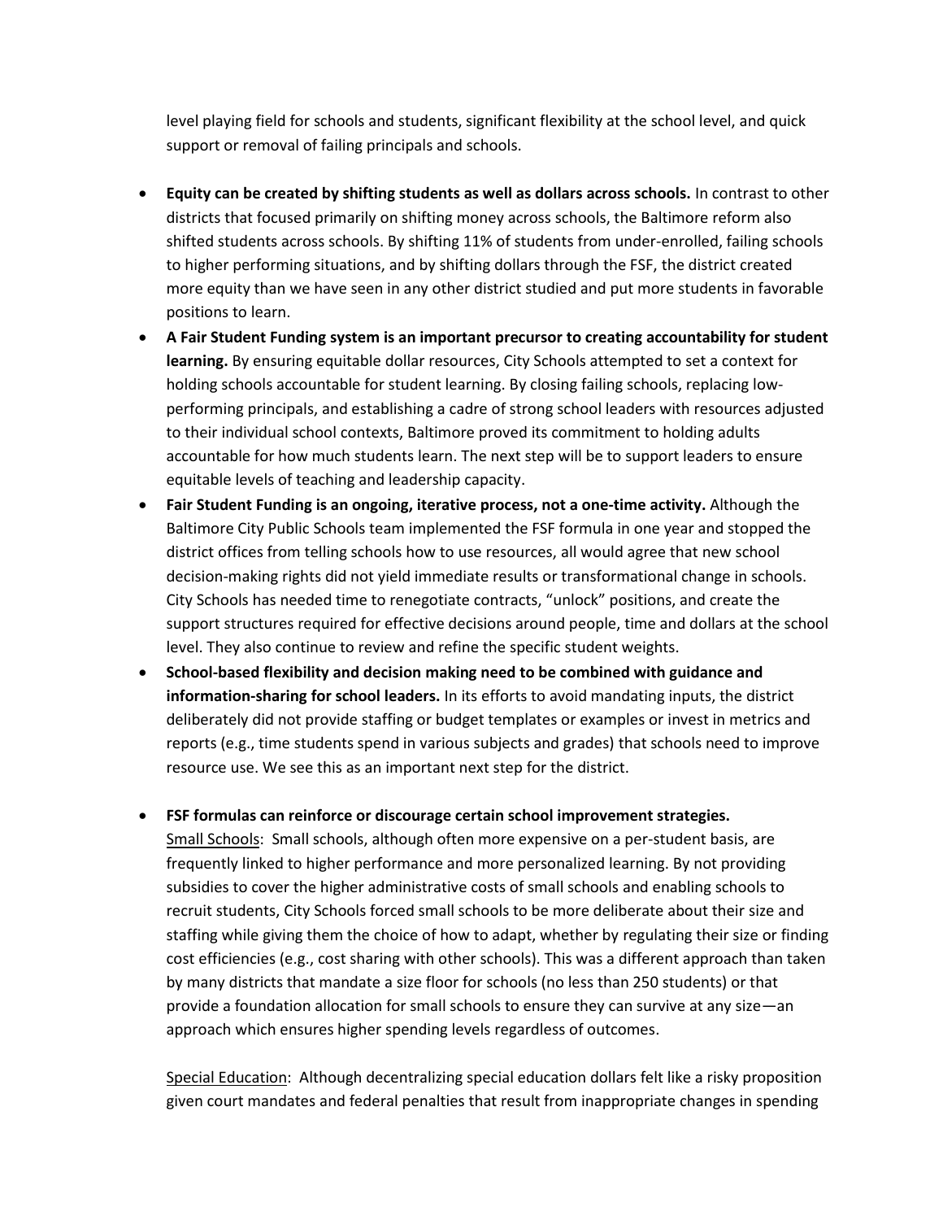level playing field for schools and students, significant flexibility at the school level, and quick support or removal of failing principals and schools.

- **Equity can be created by shifting students as well as dollars across schools.** In contrast to other districts that focused primarily on shifting money across schools, the Baltimore reform also shifted students across schools. By shifting 11% of students from under-enrolled, failing schools to higher performing situations, and by shifting dollars through the FSF, the district created more equity than we have seen in any other district studied and put more students in favorable positions to learn.
- **A Fair Student Funding system is an important precursor to creating accountability for student learning.** By ensuring equitable dollar resources, City Schools attempted to set a context for holding schools accountable for student learning. By closing failing schools, replacing low-performing principals, and establishing a cadre of strong school leaders with resources adjusted to their individual school contexts, Baltimore proved its commitment to holding adults accountable for how much students learn. The next step will be to support leaders to ensure equitable levels of teaching and leadership capacity.
- **Fair Student Funding is an ongoing, iterative process, not a one-time activity.** Although the Baltimore City Public Schools team implemented the FSF formula in one year and stopped the district offices from telling schools how to use resources, all would agree that new school decision-making rights did not yield immediate results or transformational change in schools. City Schools has needed time to renegotiate contracts, "unlock" positions, and create the support structures required for effective decisions around people, time and dollars at the school level. They also continue to review and refine the specific student weights.
- **School-based flexibility and decision making need to be combined with guidance and information-sharing for school leaders.** In its efforts to avoid mandating inputs, the district deliberately did not provide staffing or budget templates or examples or invest in metrics and reports (e.g., time students spend in various subjects and grades) that schools need to improve resource use. We see this as an important next step for the district.
- **FSF formulas can reinforce or discourage certain school improvement strategies.**

  <u>Small Schools</u>: Small schools, although often more expensive on a per-student basis, are frequently linked to higher performance and more personalized learning. By not providing subsidies to cover the higher administrative costs of small schools and enabling schools to recruit students, City Schools forced small schools to be more deliberate about their size and staffing while giving them the choice of how to adapt, whether by regulating their size or finding cost efficiencies (e.g., cost sharing with other schools). This was a different approach than taken by many districts that mandate a size floor for schools (no less than 250 students) or that provide a foundation allocation for small schools to ensure they can survive at any size—an approach which ensures higher spending levels regardless of outcomes.

  <u>Special Education</u>: Although decentralizing special education dollars felt like a risky proposition given court mandates and federal penalties that result from inappropriate changes in spending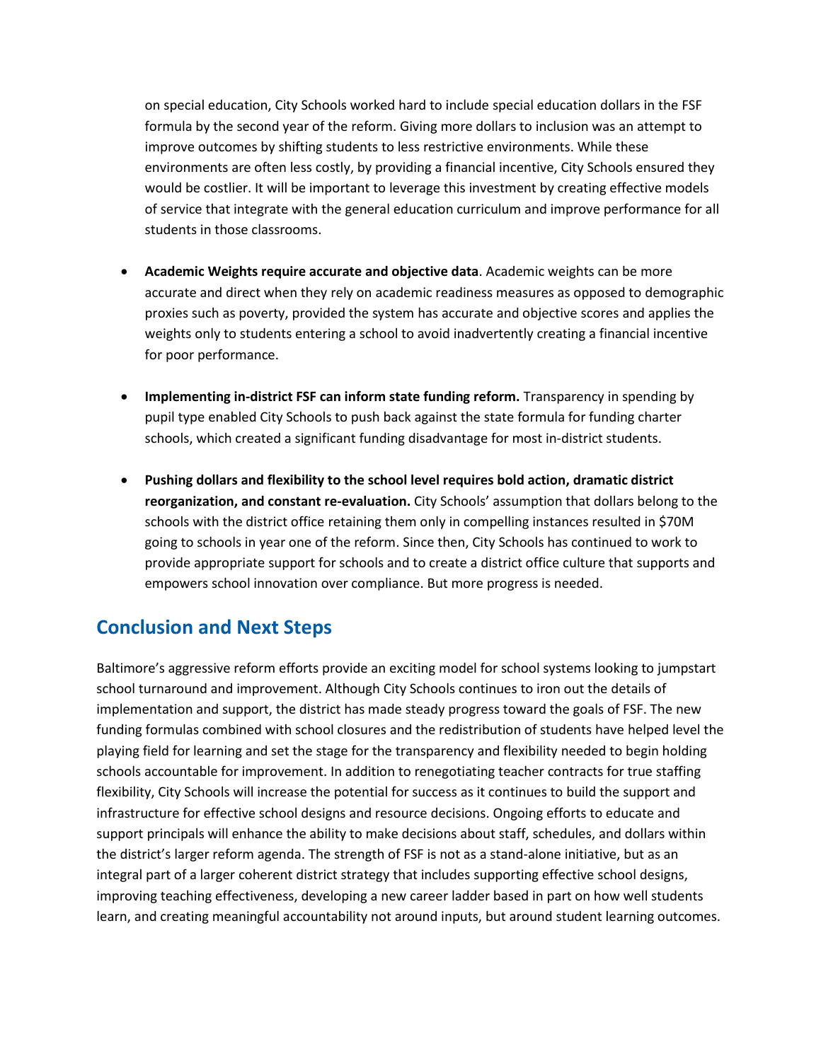on special education, City Schools worked hard to include special education dollars in the FSF formula by the second year of the reform. Giving more dollars to inclusion was an attempt to improve outcomes by shifting students to less restrictive environments. While these environments are often less costly, by providing a financial incentive, City Schools ensured they would be costlier. It will be important to leverage this investment by creating effective models of service that integrate with the general education curriculum and improve performance for all students in those classrooms.

- **Academic Weights require accurate and objective data**. Academic weights can be more accurate and direct when they rely on academic readiness measures as opposed to demographic proxies such as poverty, provided the system has accurate and objective scores and applies the weights only to students entering a school to avoid inadvertently creating a financial incentive for poor performance.

- **Implementing in-district FSF can inform state funding reform.** Transparency in spending by pupil type enabled City Schools to push back against the state formula for funding charter schools, which created a significant funding disadvantage for most in-district students.

- **Pushing dollars and flexibility to the school level requires bold action, dramatic district reorganization, and constant re-evaluation.** City Schools' assumption that dollars belong to the schools with the district office retaining them only in compelling instances resulted in $70M going to schools in year one of the reform. Since then, City Schools has continued to work to provide appropriate support for schools and to create a district office culture that supports and empowers school innovation over compliance. But more progress is needed.

## Conclusion and Next Steps

Baltimore's aggressive reform efforts provide an exciting model for school systems looking to jumpstart school turnaround and improvement. Although City Schools continues to iron out the details of implementation and support, the district has made steady progress toward the goals of FSF. The new funding formulas combined with school closures and the redistribution of students have helped level the playing field for learning and set the stage for the transparency and flexibility needed to begin holding schools accountable for improvement. In addition to renegotiating teacher contracts for true staffing flexibility, City Schools will increase the potential for success as it continues to build the support and infrastructure for effective school designs and resource decisions. Ongoing efforts to educate and support principals will enhance the ability to make decisions about staff, schedules, and dollars within the district's larger reform agenda. The strength of FSF is not as a stand-alone initiative, but as an integral part of a larger coherent district strategy that includes supporting effective school designs, improving teaching effectiveness, developing a new career ladder based in part on how well students learn, and creating meaningful accountability not around inputs, but around student learning outcomes.